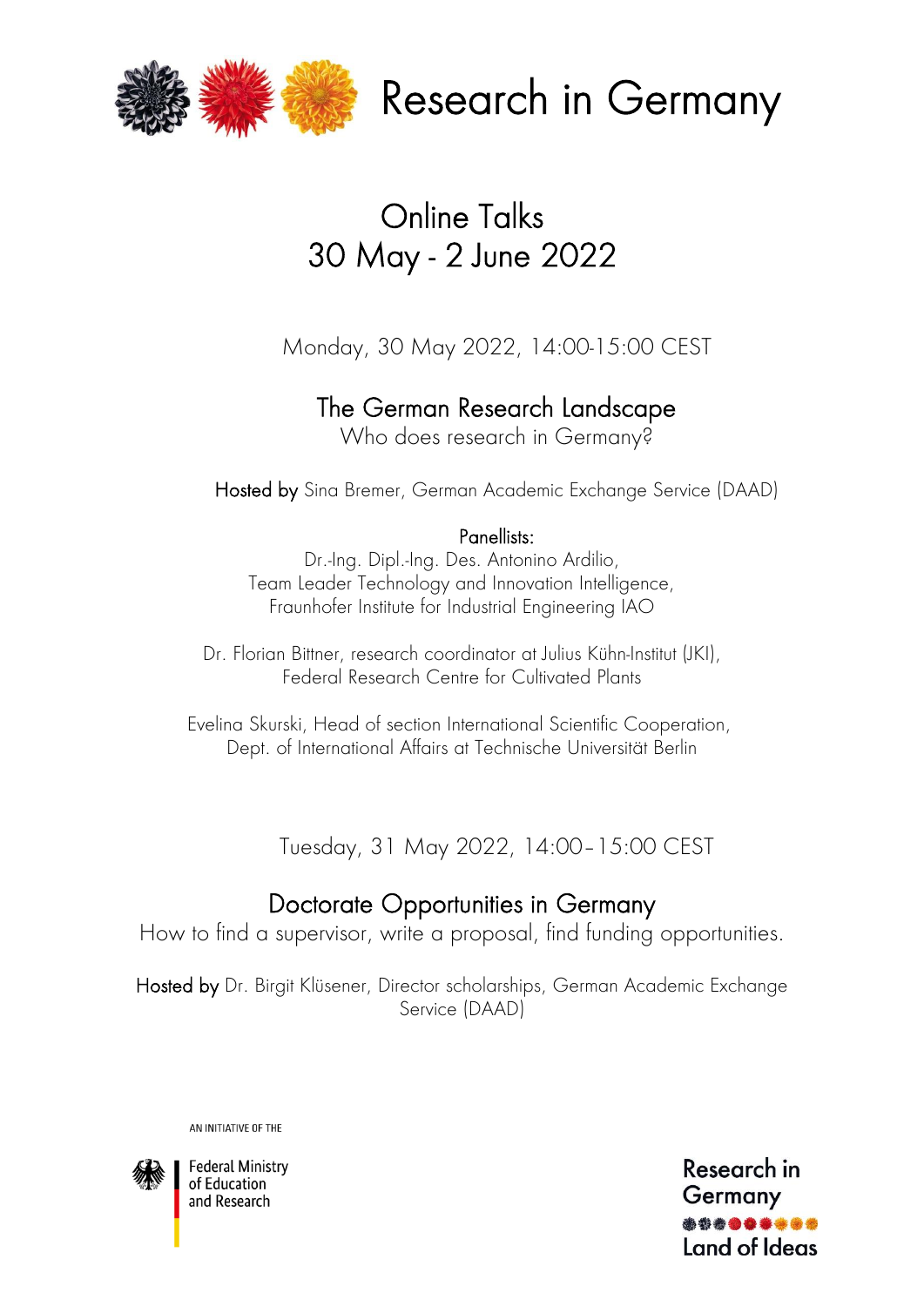# Research in Germany

## Online Talks
## 30 May - 2 June 2022

Monday, 30 May 2022, 14:00-15:00 CEST

### The German Research Landscape

Who does research in Germany?

Hosted by Sina Bremer, German Academic Exchange Service (DAAD)

Panellists:

Dr.-Ing. Dipl.-Ing. Des. Antonino Ardilio,
Team Leader Technology and Innovation Intelligence,
Fraunhofer Institute for Industrial Engineering IAO

Dr. Florian Bittner, research coordinator at Julius Kühn-Institut (JKI),
Federal Research Centre for Cultivated Plants

Evelina Skurski, Head of section International Scientific Cooperation,
Dept. of International Affairs at Technische Universität Berlin

Tuesday, 31 May 2022, 14:00–15:00 CEST

### Doctorate Opportunities in Germany

How to find a supervisor, write a proposal, find funding opportunities.

Hosted by Dr. Birgit Klüsener, Director scholarships, German Academic Exchange Service (DAAD)

AN INITIATIVE OF THE

Federal Ministry of Education and Research

Research in Germany
Land of Ideas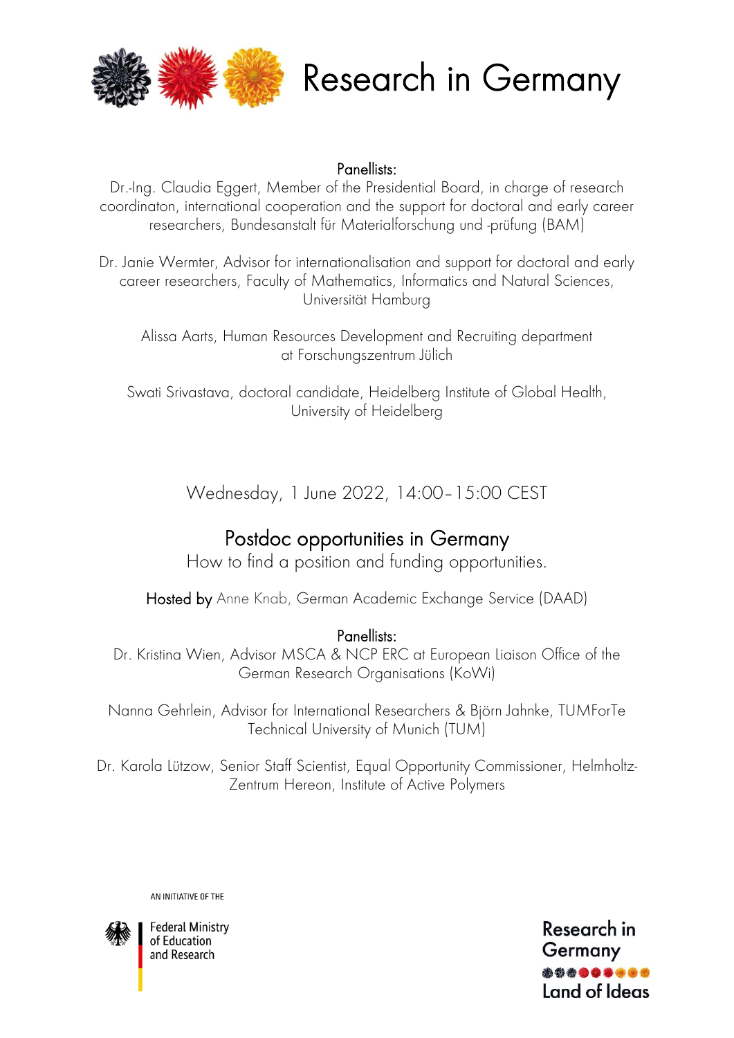# Research in Germany

Panellists:
Dr.-Ing. Claudia Eggert, Member of the Presidential Board, in charge of research coordinaton, international cooperation and the support for doctoral and early career researchers, Bundesanstalt für Materialforschung und -prüfung (BAM)

Dr. Janie Wermter, Advisor for internationalisation and support for doctoral and early career researchers, Faculty of Mathematics, Informatics and Natural Sciences, Universität Hamburg

Alissa Aarts, Human Resources Development and Recruiting department at Forschungszentrum Jülich

Swati Srivastava, doctoral candidate, Heidelberg Institute of Global Health, University of Heidelberg

Wednesday, 1 June 2022, 14:00–15:00 CEST

## Postdoc opportunities in Germany

How to find a position and funding opportunities.

Hosted by Anne Knab, German Academic Exchange Service (DAAD)

Panellists:
Dr. Kristina Wien, Advisor MSCA & NCP ERC at European Liaison Office of the German Research Organisations (KoWi)

Nanna Gehrlein, Advisor for International Researchers & Björn Jahnke, TUMForTe Technical University of Munich (TUM)

Dr. Karola Lützow, Senior Staff Scientist, Equal Opportunity Commissioner, Helmholtz-Zentrum Hereon, Institute of Active Polymers

AN INITIATIVE OF THE

Federal Ministry of Education and Research

Research in Germany
Land of Ideas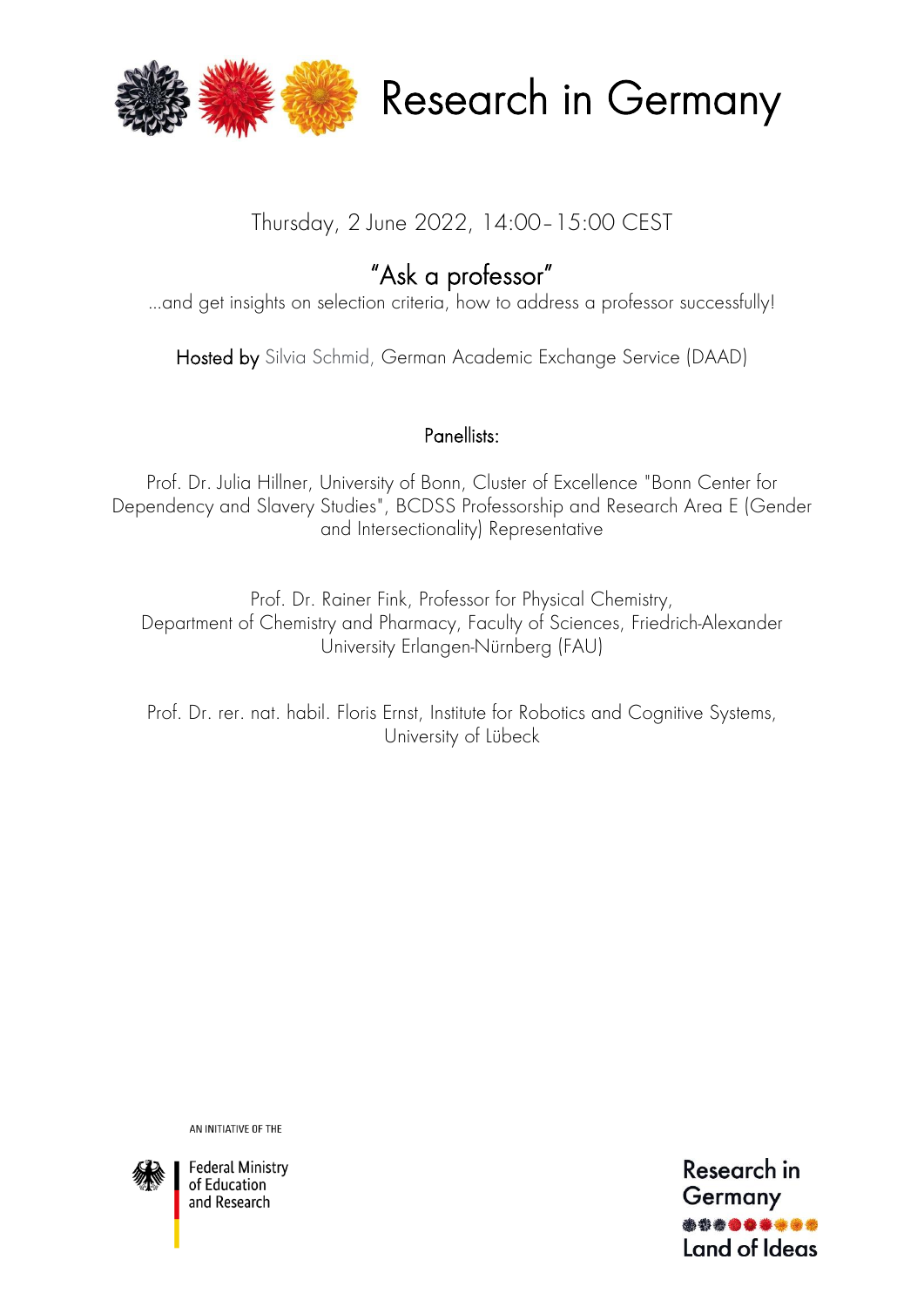# Research in Germany

Thursday, 2 June 2022, 14:00–15:00 CEST

## "Ask a professor"

...and get insights on selection criteria, how to address a professor successfully!

Hosted by Silvia Schmid, German Academic Exchange Service (DAAD)

### Panellists:

Prof. Dr. Julia Hillner, University of Bonn, Cluster of Excellence "Bonn Center for Dependency and Slavery Studies", BCDSS Professorship and Research Area E (Gender and Intersectionality) Representative

Prof. Dr. Rainer Fink, Professor for Physical Chemistry, Department of Chemistry and Pharmacy, Faculty of Sciences, Friedrich-Alexander University Erlangen-Nürnberg (FAU)

Prof. Dr. rer. nat. habil. Floris Ernst, Institute for Robotics and Cognitive Systems, University of Lübeck

AN INITIATIVE OF THE

Federal Ministry of Education and Research

Research in Germany
Land of Ideas